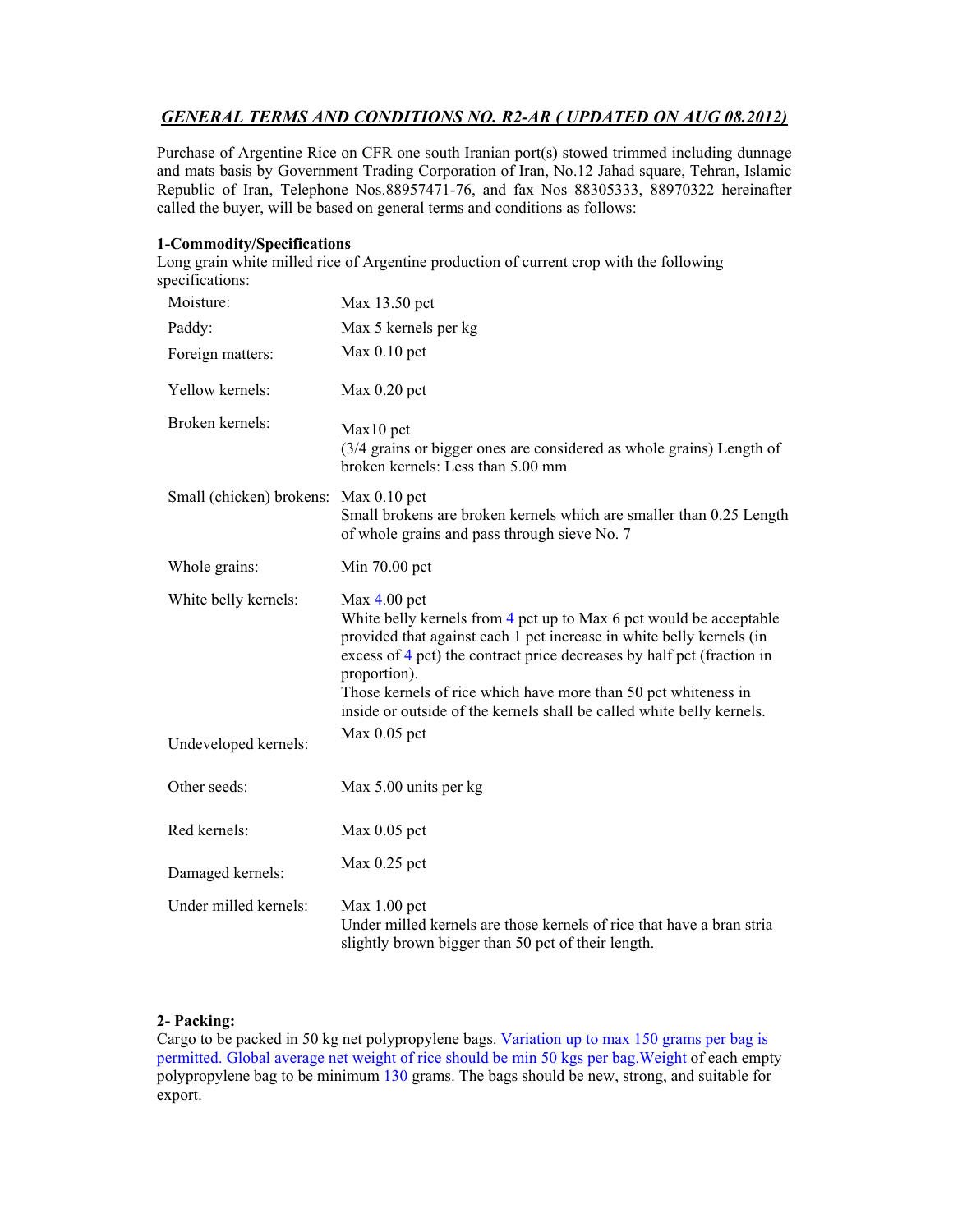### *GENERAL TERMS AND CONDITIONS NO. R2-AR ( UPDATED ON AUG 08.2012)*

Purchase of Argentine Rice on CFR one south Iranian port(s) stowed trimmed including dunnage and mats basis by Government Trading Corporation of Iran, No.12 Jahad square, Tehran, Islamic Republic of Iran, Telephone Nos.88957471-76, and fax Nos 88305333, 88970322 hereinafter called the buyer, will be based on general terms and conditions as follows:

**1-Commodity/Specifications**

Long grain white milled rice of Argentine production of current crop with the following specifications:

| | |
|---|---|
| Moisture: | Max 13.50 pct |
| Paddy: | Max 5 kernels per kg |
| Foreign matters: | Max 0.10 pct |
| Yellow kernels: | Max 0.20 pct |
| Broken kernels: | Max10 pct<br>(3/4 grains or bigger ones are considered as whole grains) Length of broken kernels: Less than 5.00 mm |
| Small (chicken) brokens: | Max 0.10 pct<br>Small brokens are broken kernels which are smaller than 0.25 Length of whole grains and pass through sieve No. 7 |
| Whole grains: | Min 70.00 pct |
| White belly kernels: | Max 4.00 pct<br>White belly kernels from 4 pct up to Max 6 pct would be acceptable provided that against each 1 pct increase in white belly kernels (in excess of 4 pct) the contract price decreases by half pct (fraction in proportion).<br>Those kernels of rice which have more than 50 pct whiteness in inside or outside of the kernels shall be called white belly kernels. |
| Undeveloped kernels: | Max 0.05 pct |
| Other seeds: | Max 5.00 units per kg |
| Red kernels: | Max 0.05 pct |
| Damaged kernels: | Max 0.25 pct |
| Under milled kernels: | Max 1.00 pct<br>Under milled kernels are those kernels of rice that have a bran stria slightly brown bigger than 50 pct of their length. |

**2- Packing:**

Cargo to be packed in 50 kg net polypropylene bags. Variation up to max 150 grams per bag is permitted. Global average net weight of rice should be min 50 kgs per bag.Weight of each empty polypropylene bag to be minimum 130 grams. The bags should be new, strong, and suitable for export.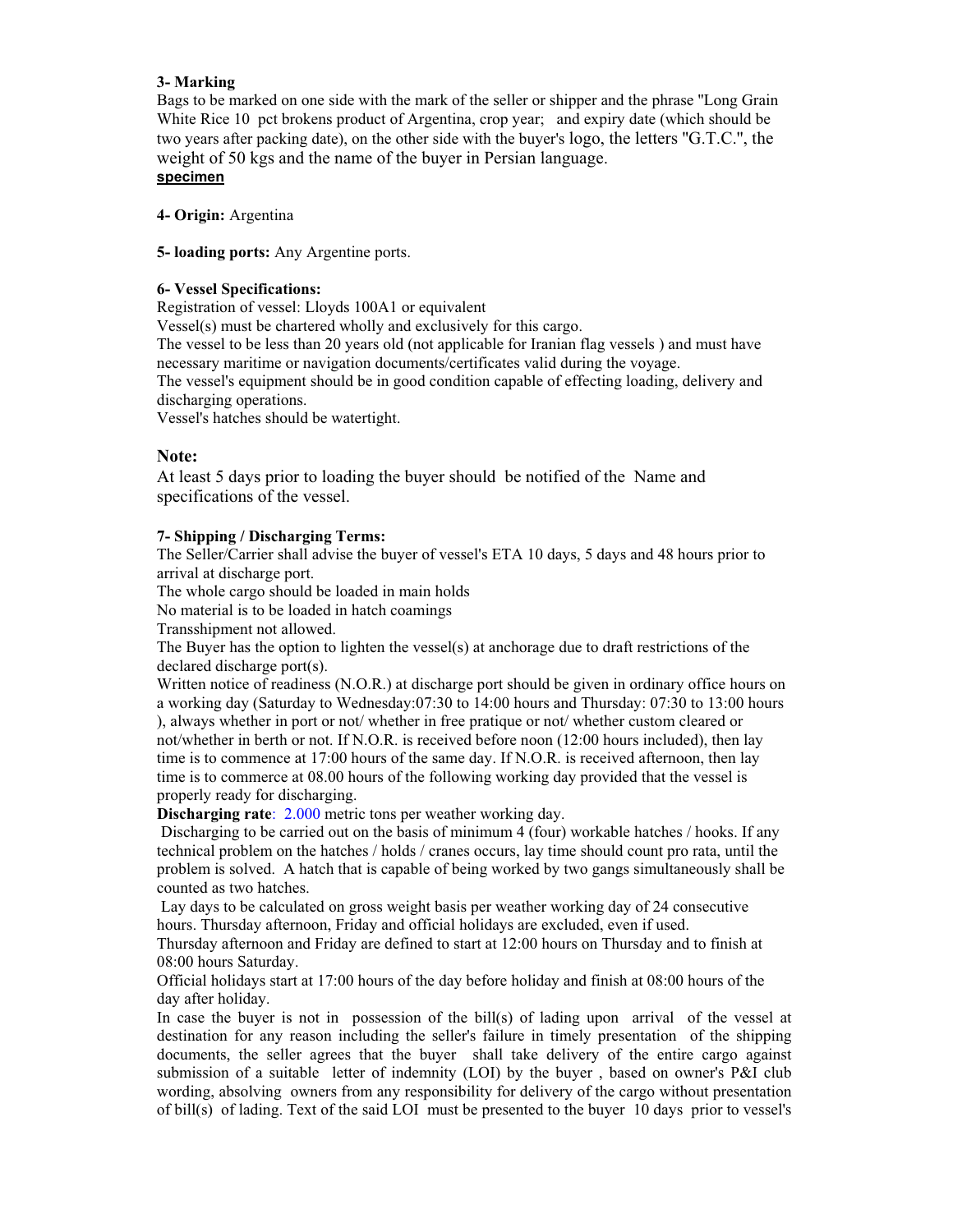**3- Marking**

Bags to be marked on one side with the mark of the seller or shipper and the phrase "Long Grain White Rice 10 pct brokens product of Argentina, crop year; and expiry date (which should be two years after packing date), on the other side with the buyer's logo, the letters "G.T.C.", the weight of 50 kgs and the name of the buyer in Persian language.

**specimen**

**4- Origin:** Argentina

**5- loading ports:** Any Argentine ports.

**6- Vessel Specifications:**

Registration of vessel: Lloyds 100A1 or equivalent

Vessel(s) must be chartered wholly and exclusively for this cargo.

The vessel to be less than 20 years old (not applicable for Iranian flag vessels ) and must have necessary maritime or navigation documents/certificates valid during the voyage.

The vessel's equipment should be in good condition capable of effecting loading, delivery and discharging operations.

Vessel's hatches should be watertight.

**Note:**

At least 5 days prior to loading the buyer should be notified of the Name and specifications of the vessel.

**7- Shipping / Discharging Terms:**

The Seller/Carrier shall advise the buyer of vessel's ETA 10 days, 5 days and 48 hours prior to arrival at discharge port.

The whole cargo should be loaded in main holds

No material is to be loaded in hatch coamings

Transshipment not allowed.

The Buyer has the option to lighten the vessel(s) at anchorage due to draft restrictions of the declared discharge port(s).

Written notice of readiness (N.O.R.) at discharge port should be given in ordinary office hours on a working day (Saturday to Wednesday:07:30 to 14:00 hours and Thursday: 07:30 to 13:00 hours ), always whether in port or not/ whether in free pratique or not/ whether custom cleared or not/whether in berth or not. If N.O.R. is received before noon (12:00 hours included), then lay time is to commence at 17:00 hours of the same day. If N.O.R. is received afternoon, then lay time is to commence at 08.00 hours of the following working day provided that the vessel is properly ready for discharging.

**Discharging rate**: 2.000 metric tons per weather working day.

Discharging to be carried out on the basis of minimum 4 (four) workable hatches / hooks. If any technical problem on the hatches / holds / cranes occurs, lay time should count pro rata, until the problem is solved. A hatch that is capable of being worked by two gangs simultaneously shall be counted as two hatches.

Lay days to be calculated on gross weight basis per weather working day of 24 consecutive hours. Thursday afternoon, Friday and official holidays are excluded, even if used.

Thursday afternoon and Friday are defined to start at 12:00 hours on Thursday and to finish at 08:00 hours Saturday.

Official holidays start at 17:00 hours of the day before holiday and finish at 08:00 hours of the day after holiday.

In case the buyer is not in possession of the bill(s) of lading upon arrival of the vessel at destination for any reason including the seller's failure in timely presentation of the shipping documents, the seller agrees that the buyer shall take delivery of the entire cargo against submission of a suitable letter of indemnity (LOI) by the buyer , based on owner's P&I club wording, absolving owners from any responsibility for delivery of the cargo without presentation of bill(s) of lading. Text of the said LOI must be presented to the buyer 10 days prior to vessel's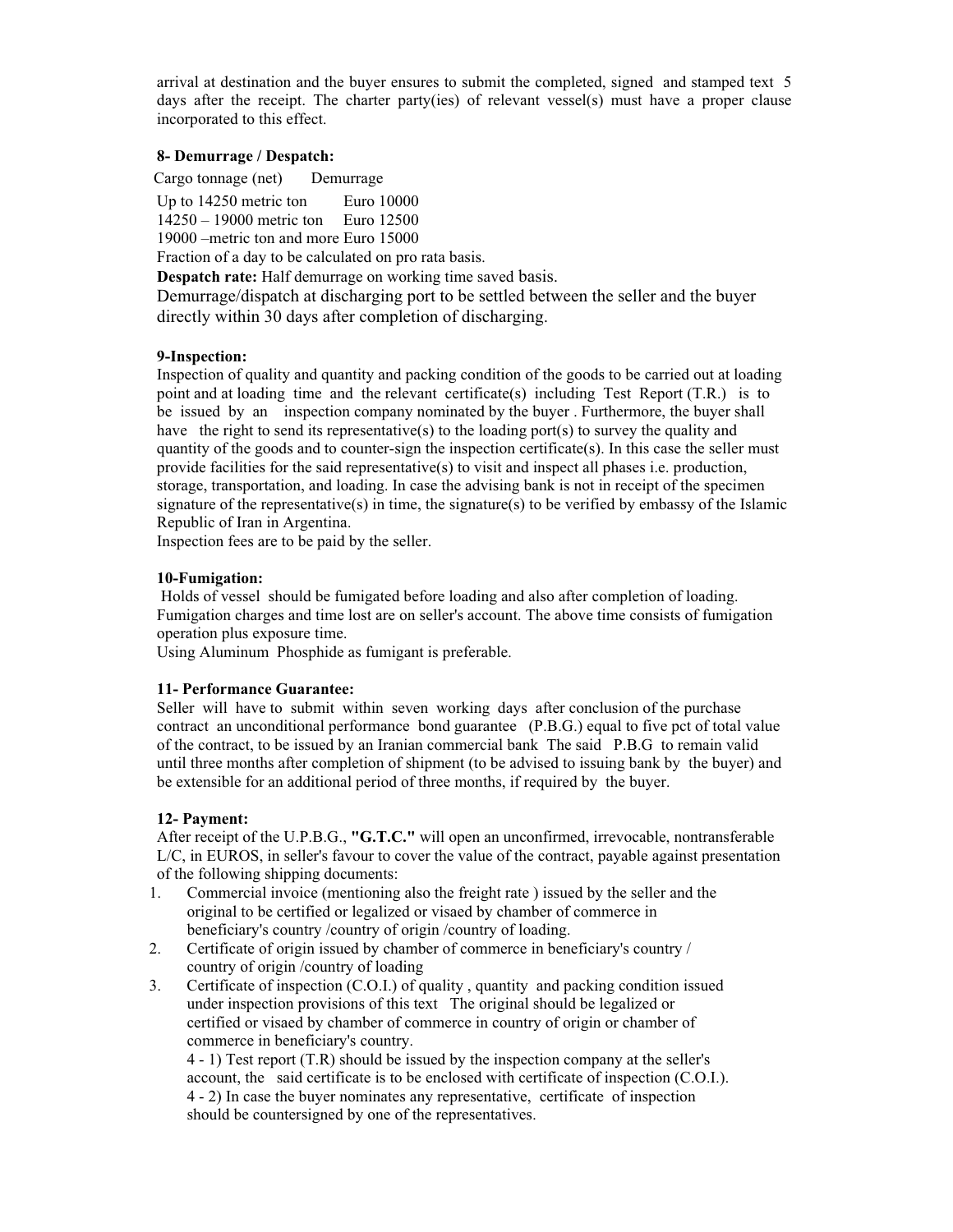arrival at destination and the buyer ensures to submit the completed, signed and stamped text 5 days after the receipt. The charter party(ies) of relevant vessel(s) must have a proper clause incorporated to this effect.

**8- Demurrage / Despatch:**

| Cargo tonnage (net) | Demurrage |
|---|---|
| Up to 14250 metric ton | Euro 10000 |
| 14250 – 19000 metric ton | Euro 12500 |
| 19000 –metric ton and more | Euro 15000 |

Fraction of a day to be calculated on pro rata basis.

**Despatch rate:** Half demurrage on working time saved basis.

Demurrage/dispatch at discharging port to be settled between the seller and the buyer directly within 30 days after completion of discharging.

**9-Inspection:**

Inspection of quality and quantity and packing condition of the goods to be carried out at loading point and at loading time and the relevant certificate(s) including Test Report (T.R.) is to be issued by an inspection company nominated by the buyer . Furthermore, the buyer shall have the right to send its representative(s) to the loading port(s) to survey the quality and quantity of the goods and to counter-sign the inspection certificate(s). In this case the seller must provide facilities for the said representative(s) to visit and inspect all phases i.e. production, storage, transportation, and loading. In case the advising bank is not in receipt of the specimen signature of the representative(s) in time, the signature(s) to be verified by embassy of the Islamic Republic of Iran in Argentina.

Inspection fees are to be paid by the seller.

**10-Fumigation:**

Holds of vessel should be fumigated before loading and also after completion of loading. Fumigation charges and time lost are on seller's account. The above time consists of fumigation operation plus exposure time.

Using Aluminum Phosphide as fumigant is preferable.

**11- Performance Guarantee:**

Seller will have to submit within seven working days after conclusion of the purchase contract an unconditional performance bond guarantee (P.B.G.) equal to five pct of total value of the contract, to be issued by an Iranian commercial bank The said P.B.G to remain valid until three months after completion of shipment (to be advised to issuing bank by the buyer) and be extensible for an additional period of three months, if required by the buyer.

**12- Payment:**

After receipt of the U.P.B.G., **"G.T.C."** will open an unconfirmed, irrevocable, nontransferable L/C, in EUROS, in seller's favour to cover the value of the contract, payable against presentation of the following shipping documents:

1. Commercial invoice (mentioning also the freight rate ) issued by the seller and the original to be certified or legalized or visaed by chamber of commerce in beneficiary's country /country of origin /country of loading.
2. Certificate of origin issued by chamber of commerce in beneficiary's country / country of origin /country of loading
3. Certificate of inspection (C.O.I.) of quality , quantity and packing condition issued under inspection provisions of this text The original should be legalized or certified or visaed by chamber of commerce in country of origin or chamber of commerce in beneficiary's country.

   4 - 1) Test report (T.R) should be issued by the inspection company at the seller's account, the said certificate is to be enclosed with certificate of inspection (C.O.I.).

   4 - 2) In case the buyer nominates any representative, certificate of inspection should be countersigned by one of the representatives.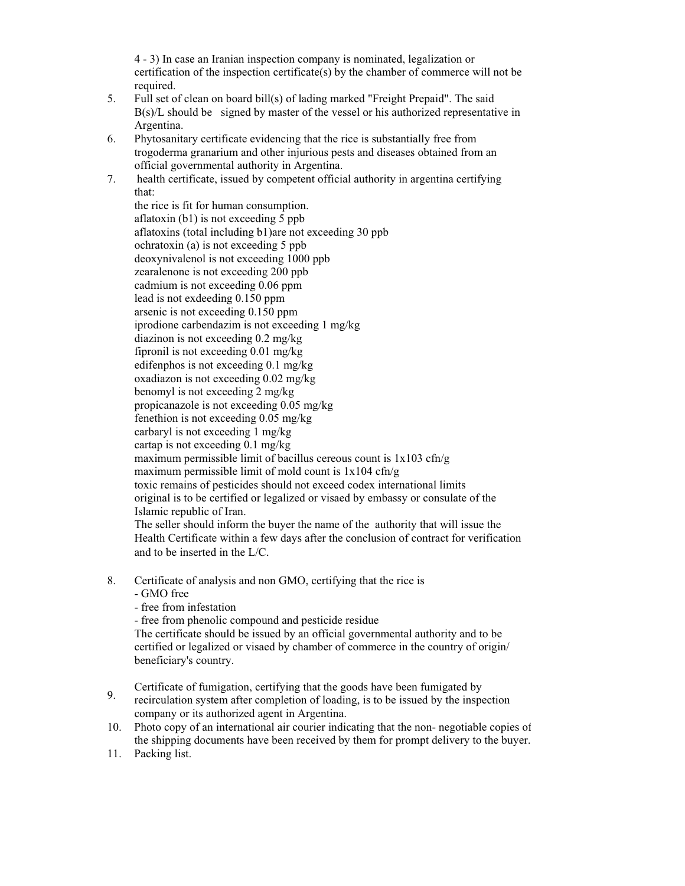4 - 3) In case an Iranian inspection company is nominated, legalization or certification of the inspection certificate(s) by the chamber of commerce will not be required.

5. Full set of clean on board bill(s) of lading marked "Freight Prepaid". The said B(s)/L should be signed by master of the vessel or his authorized representative in Argentina.
6. Phytosanitary certificate evidencing that the rice is substantially free from trogoderma granarium and other injurious pests and diseases obtained from an official governmental authority in Argentina.
7. health certificate, issued by competent official authority in argentina certifying that:
   the rice is fit for human consumption.
   aflatoxin (b1) is not exceeding 5 ppb
   aflatoxins (total including b1)are not exceeding 30 ppb
   ochratoxin (a) is not exceeding 5 ppb
   deoxynivalenol is not exceeding 1000 ppb
   zearalenone is not exceeding 200 ppb
   cadmium is not exceeding 0.06 ppm
   lead is not exdeeding 0.150 ppm
   arsenic is not exceeding 0.150 ppm
   iprodione carbendazim is not exceeding 1 mg/kg
   diazinon is not exceeding 0.2 mg/kg
   fipronil is not exceeding 0.01 mg/kg
   edifenphos is not exceeding 0.1 mg/kg
   oxadiazon is not exceeding 0.02 mg/kg
   benomyl is not exceeding 2 mg/kg
   propicanazole is not exceeding 0.05 mg/kg
   fenethion is not exceeding 0.05 mg/kg
   carbaryl is not exceeding 1 mg/kg
   cartap is not exceeding 0.1 mg/kg
   maximum permissible limit of bacillus cereous count is 1x103 cfn/g
   maximum permissible limit of mold count is 1x104 cfn/g
   toxic remains of pesticides should not exceed codex international limits
   original is to be certified or legalized or visaed by embassy or consulate of the Islamic republic of Iran.
   The seller should inform the buyer the name of the authority that will issue the Health Certificate within a few days after the conclusion of contract for verification and to be inserted in the L/C.
8. Certificate of analysis and non GMO, certifying that the rice is
   - GMO free
   - free from infestation
   - free from phenolic compound and pesticide residue

   The certificate should be issued by an official governmental authority and to be certified or legalized or visaed by chamber of commerce in the country of origin/ beneficiary's country.
9. Certificate of fumigation, certifying that the goods have been fumigated by recirculation system after completion of loading, is to be issued by the inspection company or its authorized agent in Argentina.
10. Photo copy of an international air courier indicating that the non- negotiable copies of the shipping documents have been received by them for prompt delivery to the buyer.
11. Packing list.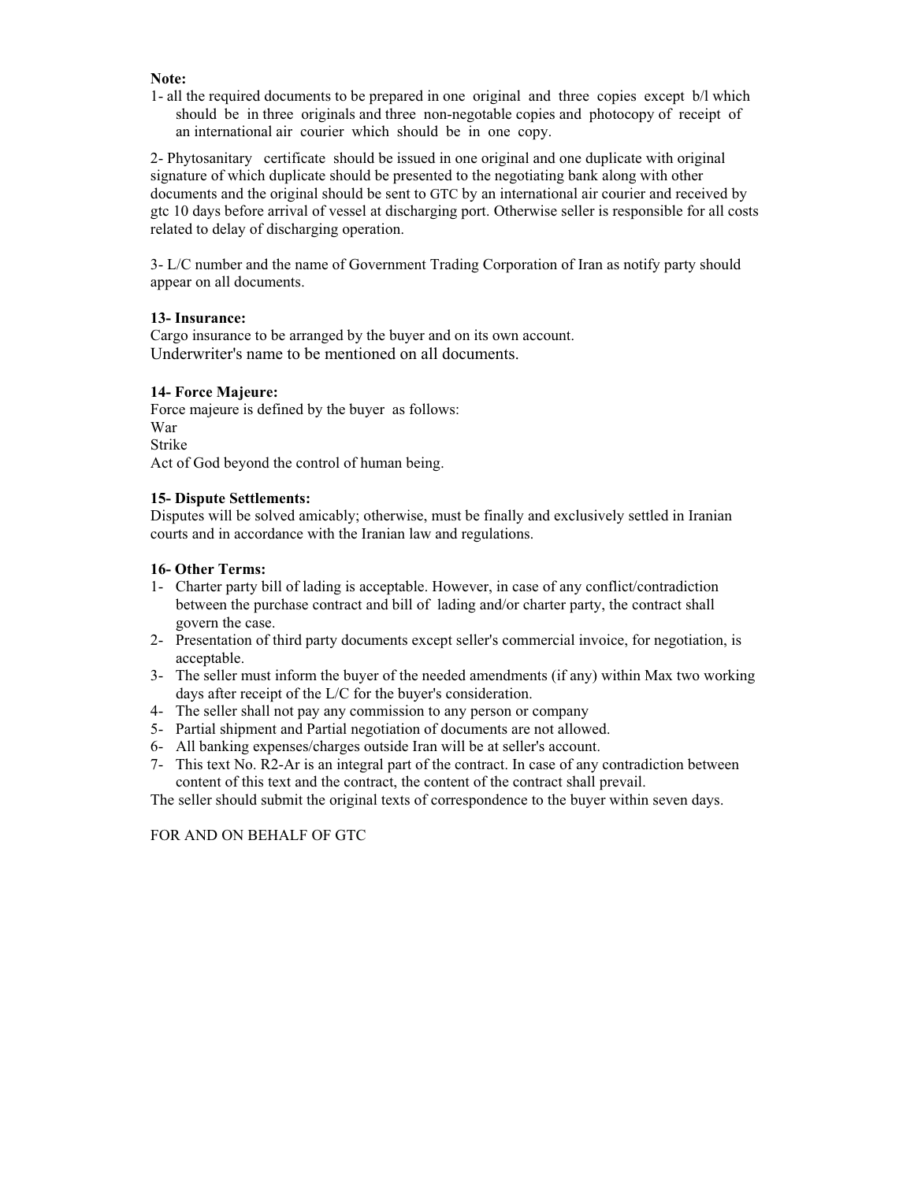**Note:**

1- all the required documents to be prepared in one original and three copies except b/l which should be in three originals and three non-negotable copies and photocopy of receipt of an international air courier which should be in one copy.

2- Phytosanitary certificate should be issued in one original and one duplicate with original signature of which duplicate should be presented to the negotiating bank along with other documents and the original should be sent to GTC by an international air courier and received by gtc 10 days before arrival of vessel at discharging port. Otherwise seller is responsible for all costs related to delay of discharging operation.

3- L/C number and the name of Government Trading Corporation of Iran as notify party should appear on all documents.

**13- Insurance:**

Cargo insurance to be arranged by the buyer and on its own account.
Underwriter's name to be mentioned on all documents.

**14- Force Majeure:**

Force majeure is defined by the buyer as follows:
War
Strike
Act of God beyond the control of human being.

**15- Dispute Settlements:**

Disputes will be solved amicably; otherwise, must be finally and exclusively settled in Iranian courts and in accordance with the Iranian law and regulations.

**16- Other Terms:**

1- Charter party bill of lading is acceptable. However, in case of any conflict/contradiction between the purchase contract and bill of lading and/or charter party, the contract shall govern the case.
2- Presentation of third party documents except seller's commercial invoice, for negotiation, is acceptable.
3- The seller must inform the buyer of the needed amendments (if any) within Max two working days after receipt of the L/C for the buyer's consideration.
4- The seller shall not pay any commission to any person or company
5- Partial shipment and Partial negotiation of documents are not allowed.
6- All banking expenses/charges outside Iran will be at seller's account.
7- This text No. R2-Ar is an integral part of the contract. In case of any contradiction between content of this text and the contract, the content of the contract shall prevail.

The seller should submit the original texts of correspondence to the buyer within seven days.

FOR AND ON BEHALF OF GTC